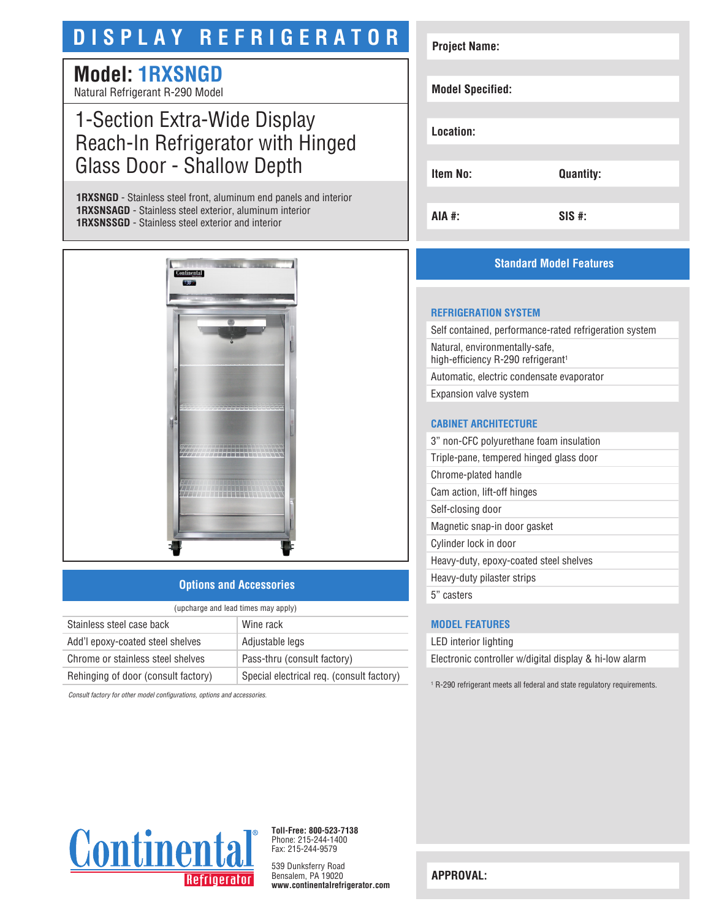# DISPLAY REFRIGERATOR

## Model: 1RXSNGD

Natural Refrigerant R-290 Model

## 1-Section Extra-Wide Display Reach-In Refrigerator with Hinged Glass Door - Shallow Depth

**1RXSNGD** - Stainless steel front, aluminum end panels and interior
**1RXSNSAGD** - Stainless steel exterior, aluminum interior
**1RXSNSSGD** - Stainless steel exterior and interior

| | |
|---|---|
| **Project Name:** | |
| **Model Specified:** | |
| **Location:** | |
| **Item No:** | **Quantity:** |
| **AIA #:** | **SIS #:** |

## Options and Accessories

(upcharge and lead times may apply)

| | |
|---|---|
| Stainless steel case back | Wine rack |
| Add'l epoxy-coated steel shelves | Adjustable legs |
| Chrome or stainless steel shelves | Pass-thru (consult factory) |
| Rehinging of door (consult factory) | Special electrical req. (consult factory) |

*Consult factory for other model configurations, options and accessories.*

## Standard Model Features

### REFRIGERATION SYSTEM

- Self contained, performance-rated refrigeration system
- Natural, environmentally-safe, high-efficiency R-290 refrigerant[1]
- Automatic, electric condensate evaporator
- Expansion valve system

### CABINET ARCHITECTURE

- 3" non-CFC polyurethane foam insulation
- Triple-pane, tempered hinged glass door
- Chrome-plated handle
- Cam action, lift-off hinges
- Self-closing door
- Magnetic snap-in door gasket
- Cylinder lock in door
- Heavy-duty, epoxy-coated steel shelves
- Heavy-duty pilaster strips
- 5" casters

### MODEL FEATURES

- LED interior lighting
- Electronic controller w/digital display & hi-low alarm

[1] R-290 refrigerant meets all federal and state regulatory requirements.

Continental Refrigerator

**Toll-Free: 800-523-7138**
Phone: 215-244-1400
Fax: 215-244-9579

539 Dunksferry Road
Bensalem, PA 19020
**www.continentalrefrigerator.com**

**APPROVAL:**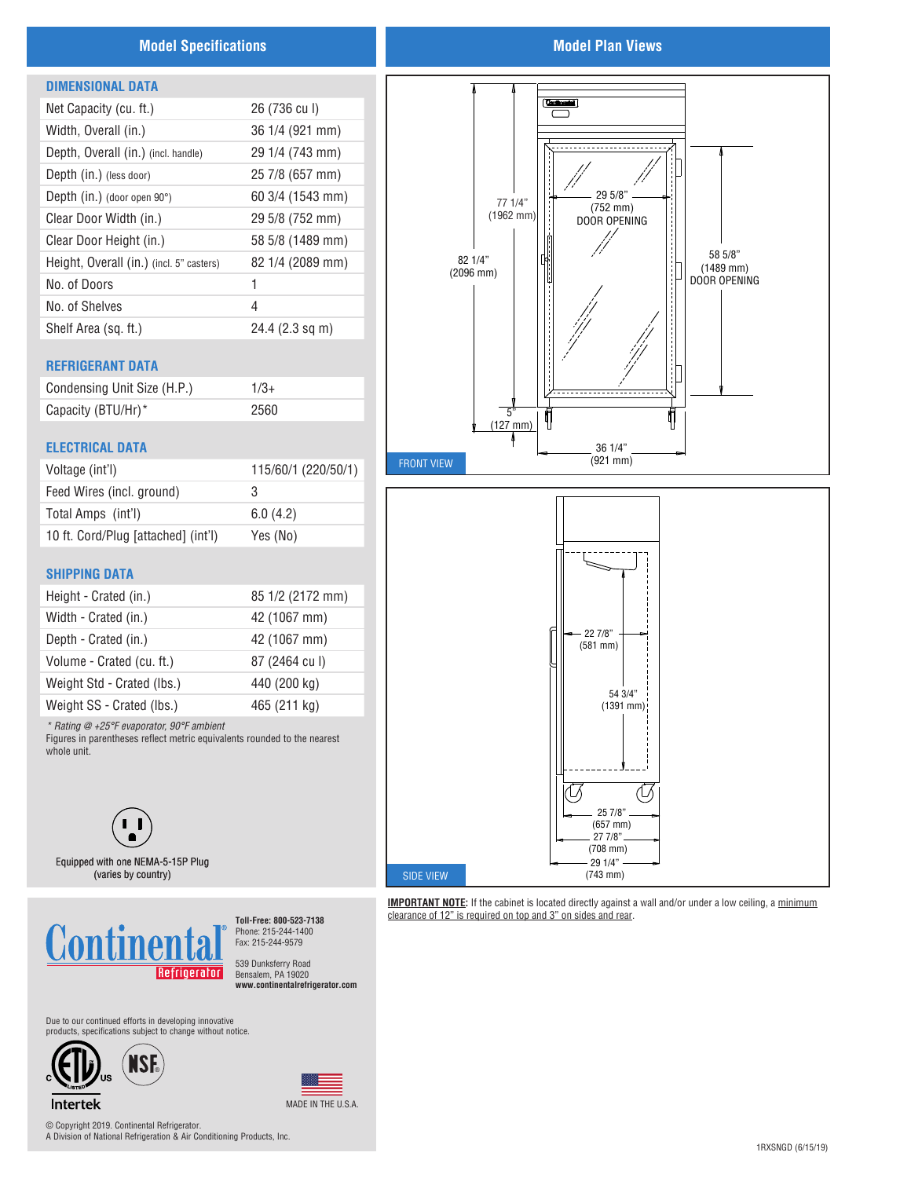## Model Specifications

### DIMENSIONAL DATA

| | |
|---|---|
| Net Capacity (cu. ft.) | 26 (736 cu l) |
| Width, Overall (in.) | 36 1/4 (921 mm) |
| Depth, Overall (in.) (incl. handle) | 29 1/4 (743 mm) |
| Depth (in.) (less door) | 25 7/8 (657 mm) |
| Depth (in.) (door open 90°) | 60 3/4 (1543 mm) |
| Clear Door Width (in.) | 29 5/8 (752 mm) |
| Clear Door Height (in.) | 58 5/8 (1489 mm) |
| Height, Overall (in.) (incl. 5" casters) | 82 1/4 (2089 mm) |
| No. of Doors | 1 |
| No. of Shelves | 4 |
| Shelf Area (sq. ft.) | 24.4 (2.3 sq m) |

### REFRIGERANT DATA

| | |
|---|---|
| Condensing Unit Size (H.P.) | 1/3+ |
| Capacity (BTU/Hr)* | 2560 |

### ELECTRICAL DATA

| | |
|---|---|
| Voltage (int'l) | 115/60/1 (220/50/1) |
| Feed Wires (incl. ground) | 3 |
| Total Amps (int'l) | 6.0 (4.2) |
| 10 ft. Cord/Plug [attached] (int'l) | Yes (No) |

### SHIPPING DATA

| | |
|---|---|
| Height - Crated (in.) | 85 1/2 (2172 mm) |
| Width - Crated (in.) | 42 (1067 mm) |
| Depth - Crated (in.) | 42 (1067 mm) |
| Volume - Crated (cu. ft.) | 87 (2464 cu l) |
| Weight Std - Crated (lbs.) | 440 (200 kg) |
| Weight SS - Crated (lbs.) | 465 (211 kg) |

*\* Rating @ +25°F evaporator, 90°F ambient*

Figures in parentheses reflect metric equivalents rounded to the nearest whole unit.

Equipped with one NEMA-5-15P Plug (varies by country)

**Continental Refrigerator**

**Toll-Free: 800-523-7138**
Phone: 215-244-1400
Fax: 215-244-9579

539 Dunksferry Road
Bensalem, PA 19020
**www.continentalrefrigerator.com**

Due to our continued efforts in developing innovative products, specifications subject to change without notice.

Intertek

MADE IN THE U.S.A.

© Copyright 2019. Continental Refrigerator.
A Division of National Refrigeration & Air Conditioning Products, Inc.

## Model Plan Views

FRONT VIEW

77 1/4" (1962 mm)
82 1/4" (2096 mm)
29 5/8" (752 mm) DOOR OPENING
58 5/8" (1489 mm) DOOR OPENING
5" (127 mm)
36 1/4" (921 mm)

SIDE VIEW

22 7/8" (581 mm)
54 3/4" (1391 mm)
25 7/8" (657 mm)
27 7/8" (708 mm)
29 1/4" (743 mm)

**IMPORTANT NOTE:** If the cabinet is located directly against a wall and/or under a low ceiling, a minimum clearance of 12" is required on top and 3" on sides and rear.

1RXSNGD (6/15/19)